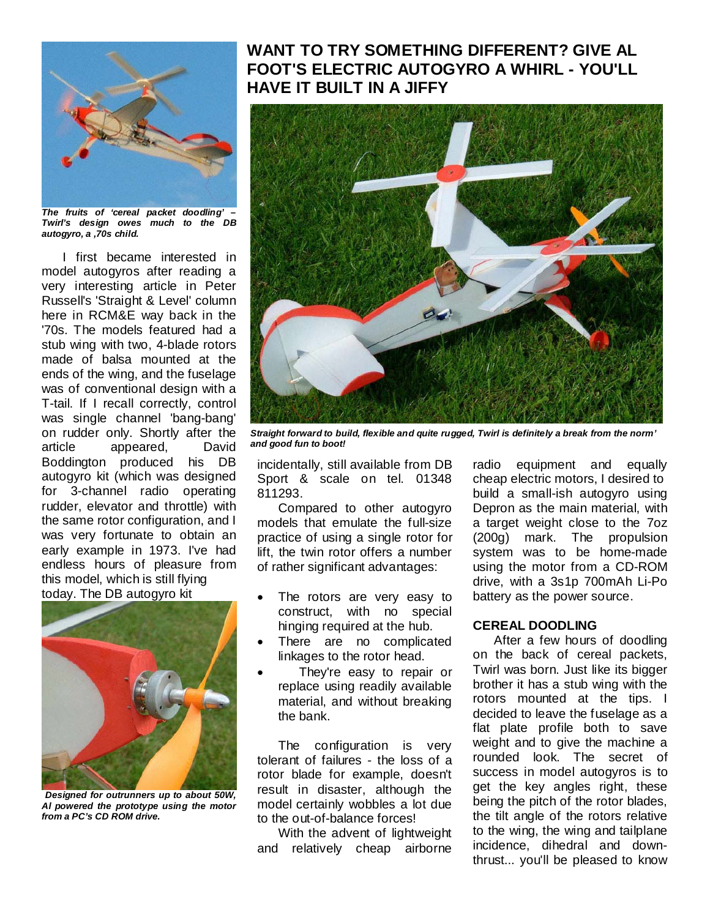# WANT TO TRY SOMETHING DIFFERENT? GIVE AL FOOT'S ELECTRIC AUTOGYRO A WHIRL - YOU'LL HAVE IT BUILT IN A JIFFY

*The fruits of 'cereal packet doodling' – Twirl's design owes much to the DB autogyro, a ,70s child.*

*Straight forward to build, flexible and quite rugged, Twirl is definitely a break from the norm' and good fun to boot!*

I first became interested in model autogyros after reading a very interesting article in Peter Russell's 'Straight & Level' column here in RCM&E way back in the '70s. The models featured had a stub wing with two, 4-blade rotors made of balsa mounted at the ends of the wing, and the fuselage was of conventional design with a T-tail. If I recall correctly, control was single channel 'bang-bang' on rudder only. Shortly after the article appeared, David Boddington produced his DB autogyro kit (which was designed for 3-channel radio operating rudder, elevator and throttle) with the same rotor configuration, and I was very fortunate to obtain an early example in 1973. I've had endless hours of pleasure from this model, which is still flying today. The DB autogyro kit incidentally, still available from DB Sport & scale on tel. 01348 811293.

*Designed for outrunners up to about 50W, Al powered the prototype using the motor from a PC's CD ROM drive.*

Compared to other autogyro models that emulate the full-size practice of using a single rotor for lift, the twin rotor offers a number of rather significant advantages:

- The rotors are very easy to construct, with no special hinging required at the hub.
- There are no complicated linkages to the rotor head.
- They're easy to repair or replace using readily available material, and without breaking the bank.

The configuration is very tolerant of failures - the loss of a rotor blade for example, doesn't result in disaster, although the model certainly wobbles a lot due to the out-of-balance forces!

With the advent of lightweight and relatively cheap airborne radio equipment and equally cheap electric motors, I desired to build a small-ish autogyro using Depron as the main material, with a target weight close to the 7oz (200g) mark. The propulsion system was to be home-made using the motor from a CD-ROM drive, with a 3s1p 700mAh Li-Po battery as the power source.

## CEREAL DOODLING

After a few hours of doodling on the back of cereal packets, Twirl was born. Just like its bigger brother it has a stub wing with the rotors mounted at the tips. I decided to leave the fuselage as a flat plate profile both to save weight and to give the machine a rounded look. The secret of success in model autogyros is to get the key angles right, these being the pitch of the rotor blades, the tilt angle of the rotors relative to the wing, the wing and tailplane incidence, dihedral and down-thrust... you'll be pleased to know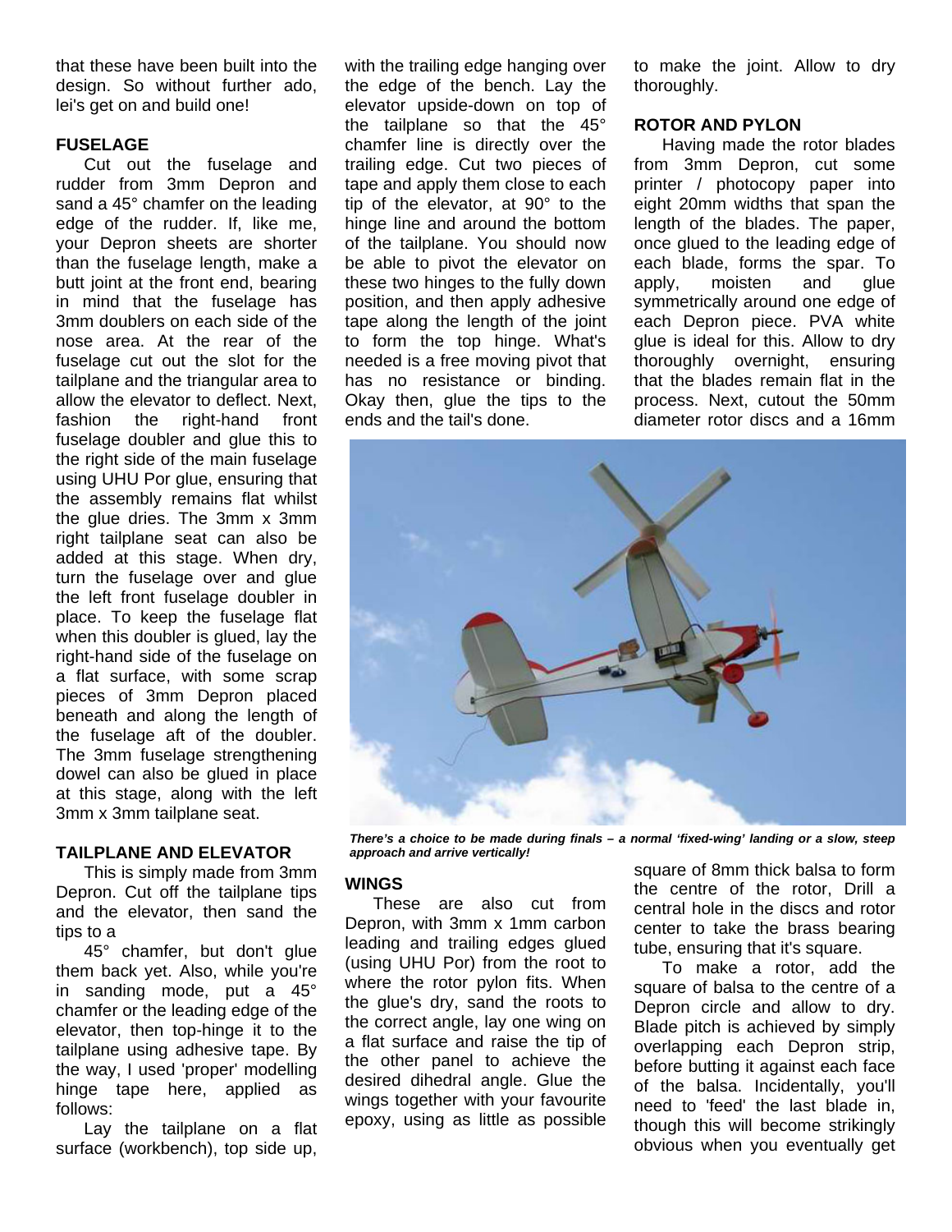that these have been built into the design. So without further ado, lei's get on and build one!

## FUSELAGE

Cut out the fuselage and rudder from 3mm Depron and sand a 45° chamfer on the leading edge of the rudder. If, like me, your Depron sheets are shorter than the fuselage length, make a butt joint at the front end, bearing in mind that the fuselage has 3mm doublers on each side of the nose area. At the rear of the fuselage cut out the slot for the tailplane and the triangular area to allow the elevator to deflect. Next, fashion the right-hand front fuselage doubler and glue this to the right side of the main fuselage using UHU Por glue, ensuring that the assembly remains flat whilst the glue dries. The 3mm x 3mm right tailplane seat can also be added at this stage. When dry, turn the fuselage over and glue the left front fuselage doubler in place. To keep the fuselage flat when this doubler is glued, lay the right-hand side of the fuselage on a flat surface, with some scrap pieces of 3mm Depron placed beneath and along the length of the fuselage aft of the doubler. The 3mm fuselage strengthening dowel can also be glued in place at this stage, along with the left 3mm x 3mm tailplane seat.

## TAILPLANE AND ELEVATOR

This is simply made from 3mm Depron. Cut off the tailplane tips and the elevator, then sand the tips to a

45° chamfer, but don't glue them back yet. Also, while you're in sanding mode, put a 45° chamfer or the leading edge of the elevator, then top-hinge it to the tailplane using adhesive tape. By the way, I used 'proper' modelling hinge tape here, applied as follows:

Lay the tailplane on a flat surface (workbench), top side up, with the trailing edge hanging over the edge of the bench. Lay the elevator upside-down on top of the tailplane so that the 45° chamfer line is directly over the trailing edge. Cut two pieces of tape and apply them close to each tip of the elevator, at 90° to the hinge line and around the bottom of the tailplane. You should now be able to pivot the elevator on these two hinges to the fully down position, and then apply adhesive tape along the length of the joint to form the top hinge. What's needed is a free moving pivot that has no resistance or binding. Okay then, glue the tips to the ends and the tail's done.

## WINGS

These are also cut from Depron, with 3mm x 1mm carbon leading and trailing edges glued (using UHU Por) from the root to where the rotor pylon fits. When the glue's dry, sand the roots to the correct angle, lay one wing on a flat surface and raise the tip of the other panel to achieve the desired dihedral angle. Glue the wings together with your favourite epoxy, using as little as possible to make the joint. Allow to dry thoroughly.

*There's a choice to be made during finals – a normal 'fixed-wing' landing or a slow, steep approach and arrive vertically!*

## ROTOR AND PYLON

Having made the rotor blades from 3mm Depron, cut some printer / photocopy paper into eight 20mm widths that span the length of the blades. The paper, once glued to the leading edge of each blade, forms the spar. To apply, moisten and glue symmetrically around one edge of each Depron piece. PVA white glue is ideal for this. Allow to dry thoroughly overnight, ensuring that the blades remain flat in the process. Next, cutout the 50mm diameter rotor discs and a 16mm square of 8mm thick balsa to form the centre of the rotor, Drill a central hole in the discs and rotor center to take the brass bearing tube, ensuring that it's square.

To make a rotor, add the square of balsa to the centre of a Depron circle and allow to dry. Blade pitch is achieved by simply overlapping each Depron strip, before butting it against each face of the balsa. Incidentally, you'll need to 'feed' the last blade in, though this will become strikingly obvious when you eventually get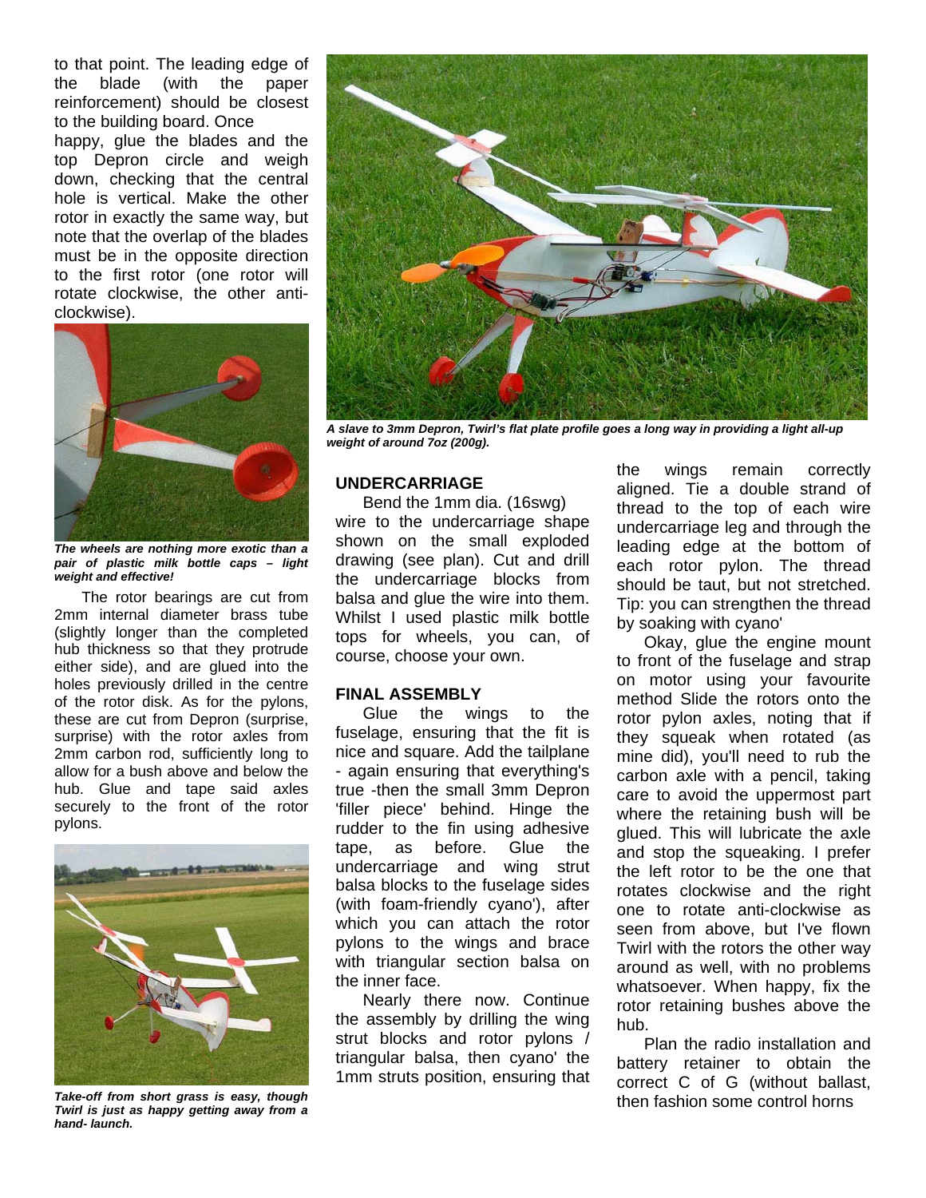to that point. The leading edge of the blade (with the paper reinforcement) should be closest to the building board. Once happy, glue the blades and the top Depron circle and weigh down, checking that the central hole is vertical. Make the other rotor in exactly the same way, but note that the overlap of the blades must be in the opposite direction to the first rotor (one rotor will rotate clockwise, the other anti-clockwise).

*The wheels are nothing more exotic than a pair of plastic milk bottle caps – light weight and effective!*

The rotor bearings are cut from 2mm internal diameter brass tube (slightly longer than the completed hub thickness so that they protrude either side), and are glued into the holes previously drilled in the centre of the rotor disk. As for the pylons, these are cut from Depron (surprise, surprise) with the rotor axles from 2mm carbon rod, sufficiently long to allow for a bush above and below the hub. Glue and tape said axles securely to the front of the rotor pylons.

*Take-off from short grass is easy, though Twirl is just as happy getting away from a hand- launch.*

*A slave to 3mm Depron, Twirl's flat plate profile goes a long way in providing a light all-up weight of around 7oz (200g).*

## UNDERCARRIAGE

Bend the 1mm dia. (16swg) wire to the undercarriage shape shown on the small exploded drawing (see plan). Cut and drill the undercarriage blocks from balsa and glue the wire into them. Whilst I used plastic milk bottle tops for wheels, you can, of course, choose your own.

## FINAL ASSEMBLY

Glue the wings to the fuselage, ensuring that the fit is nice and square. Add the tailplane - again ensuring that everything's true -then the small 3mm Depron 'filler piece' behind. Hinge the rudder to the fin using adhesive tape, as before. Glue the undercarriage and wing strut balsa blocks to the fuselage sides (with foam-friendly cyano'), after which you can attach the rotor pylons to the wings and brace with triangular section balsa on the inner face.

Nearly there now. Continue the assembly by drilling the wing strut blocks and rotor pylons / triangular balsa, then cyano' the 1mm struts position, ensuring that the wings remain correctly aligned. Tie a double strand of thread to the top of each wire undercarriage leg and through the leading edge at the bottom of each rotor pylon. The thread should be taut, but not stretched. Tip: you can strengthen the thread by soaking with cyano'

Okay, glue the engine mount to front of the fuselage and strap on motor using your favourite method Slide the rotors onto the rotor pylon axles, noting that if they squeak when rotated (as mine did), you'll need to rub the carbon axle with a pencil, taking care to avoid the uppermost part where the retaining bush will be glued. This will lubricate the axle and stop the squeaking. I prefer the left rotor to be the one that rotates clockwise and the right one to rotate anti-clockwise as seen from above, but I've flown Twirl with the rotors the other way around as well, with no problems whatsoever. When happy, fix the rotor retaining bushes above the hub.

Plan the radio installation and battery retainer to obtain the correct C of G (without ballast, then fashion some control horns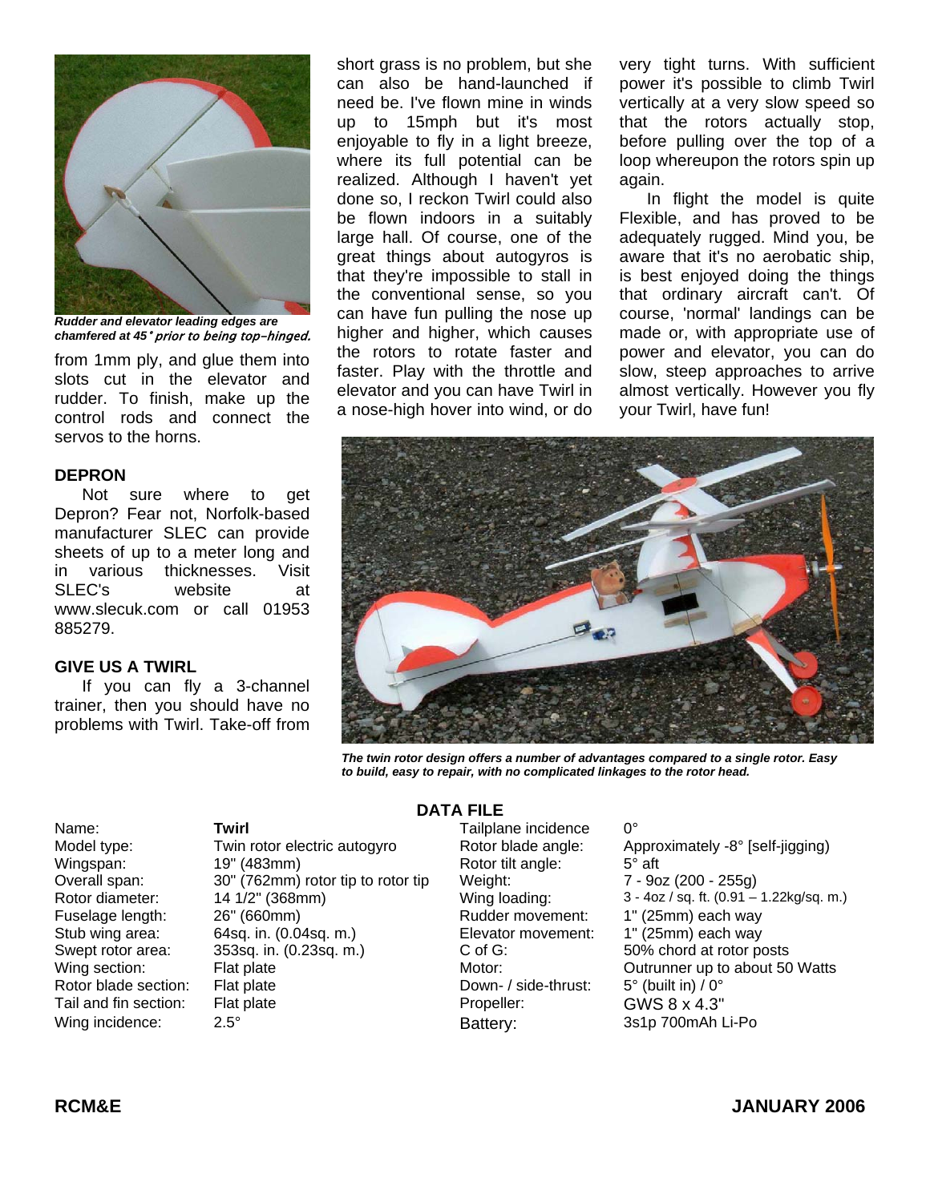*Rudder and elevator leading edges are chamfered at 45° prior to being top-hinged.*

from 1mm ply, and glue them into slots cut in the elevator and rudder. To finish, make up the control rods and connect the servos to the horns.

### DEPRON

Not sure where to get Depron? Fear not, Norfolk-based manufacturer SLEC can provide sheets of up to a meter long and in various thicknesses. Visit SLEC's website at www.slecuk.com or call 01953 885279.

### GIVE US A TWIRL

If you can fly a 3-channel trainer, then you should have no problems with Twirl. Take-off from short grass is no problem, but she can also be hand-launched if need be. I've flown mine in winds up to 15mph but it's most enjoyable to fly in a light breeze, where its full potential can be realized. Although I haven't yet done so, I reckon Twirl could also be flown indoors in a suitably large hall. Of course, one of the great things about autogyros is that they're impossible to stall in the conventional sense, so you can have fun pulling the nose up higher and higher, which causes the rotors to rotate faster and faster. Play with the throttle and elevator and you can have Twirl in a nose-high hover into wind, or do very tight turns. With sufficient power it's possible to climb Twirl vertically at a very slow speed so that the rotors actually stop, before pulling over the top of a loop whereupon the rotors spin up again.

In flight the model is quite Flexible, and has proved to be adequately rugged. Mind you, be aware that it's no aerobatic ship, is best enjoyed doing the things that ordinary aircraft can't. Of course, 'normal' landings can be made or, with appropriate use of power and elevator, you can do slow, steep approaches to arrive almost vertically. However you fly your Twirl, have fun!

*The twin rotor design offers a number of advantages compared to a single rotor. Easy to build, easy to repair, with no complicated linkages to the rotor head.*

### DATA FILE

| | | | |
|---|---|---|---|
| Name: | **Twirl** | Tailplane incidence | 0° |
| Model type: | Twin rotor electric autogyro | Rotor blade angle: | Approximately -8° [self-jigging) |
| Wingspan: | 19" (483mm) | Rotor tilt angle: | 5° aft |
| Overall span: | 30" (762mm) rotor tip to rotor tip | Weight: | 7 - 9oz (200 - 255g) |
| Rotor diameter: | 14 1/2" (368mm) | Wing loading: | 3 - 4oz / sq. ft. (0.91 – 1.22kg/sq. m.) |
| Fuselage length: | 26" (660mm) | Rudder movement: | 1" (25mm) each way |
| Stub wing area: | 64sq. in. (0.04sq. m.) | Elevator movement: | 1" (25mm) each way |
| Swept rotor area: | 353sq. in. (0.23sq. m.) | C of G: | 50% chord at rotor posts |
| Wing section: | Flat plate | Motor: | Outrunner up to about 50 Watts |
| Rotor blade section: | Flat plate | Down- / side-thrust: | 5° (built in) / 0° |
| Tail and fin section: | Flat plate | Propeller: | GWS 8 x 4.3" |
| Wing incidence: | 2.5° | Battery: | 3s1p 700mAh Li-Po |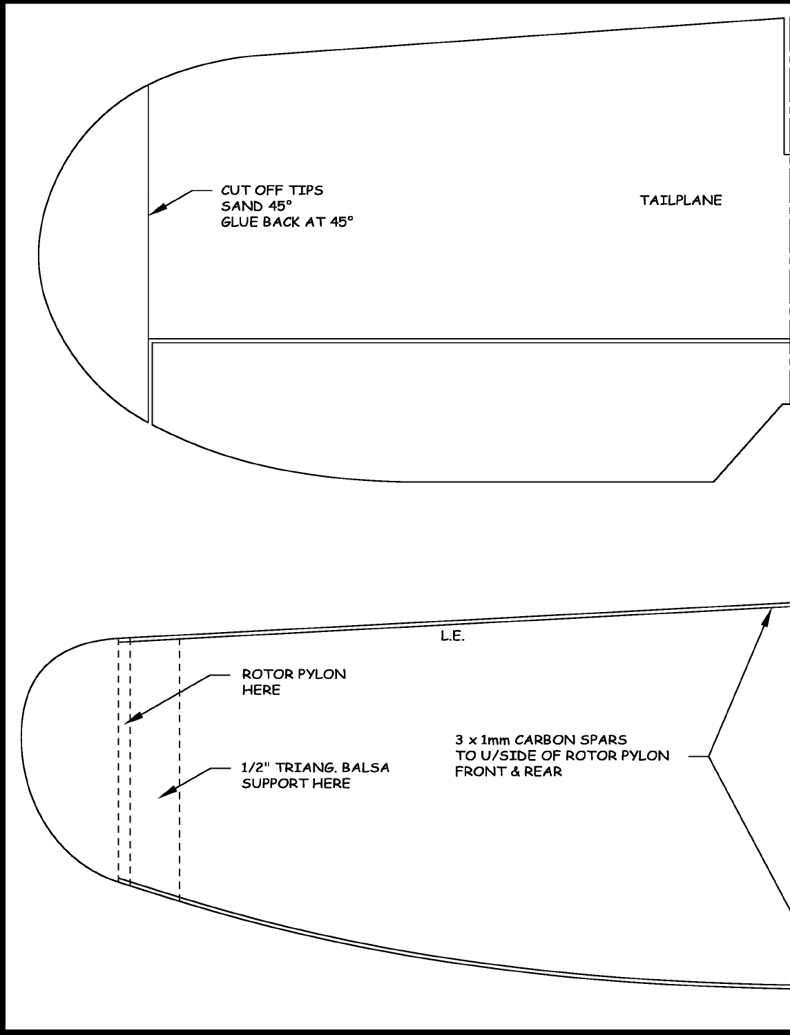CUT OFF TIPS
SAND 45°
GLUE BACK AT 45°

TAILPLANE

L.E.

ROTOR PYLON
HERE

1/2" TRIANG. BALSA
SUPPORT HERE

3 x 1mm CARBON SPARS
TO U/SIDE OF ROTOR PYLON
FRONT & REAR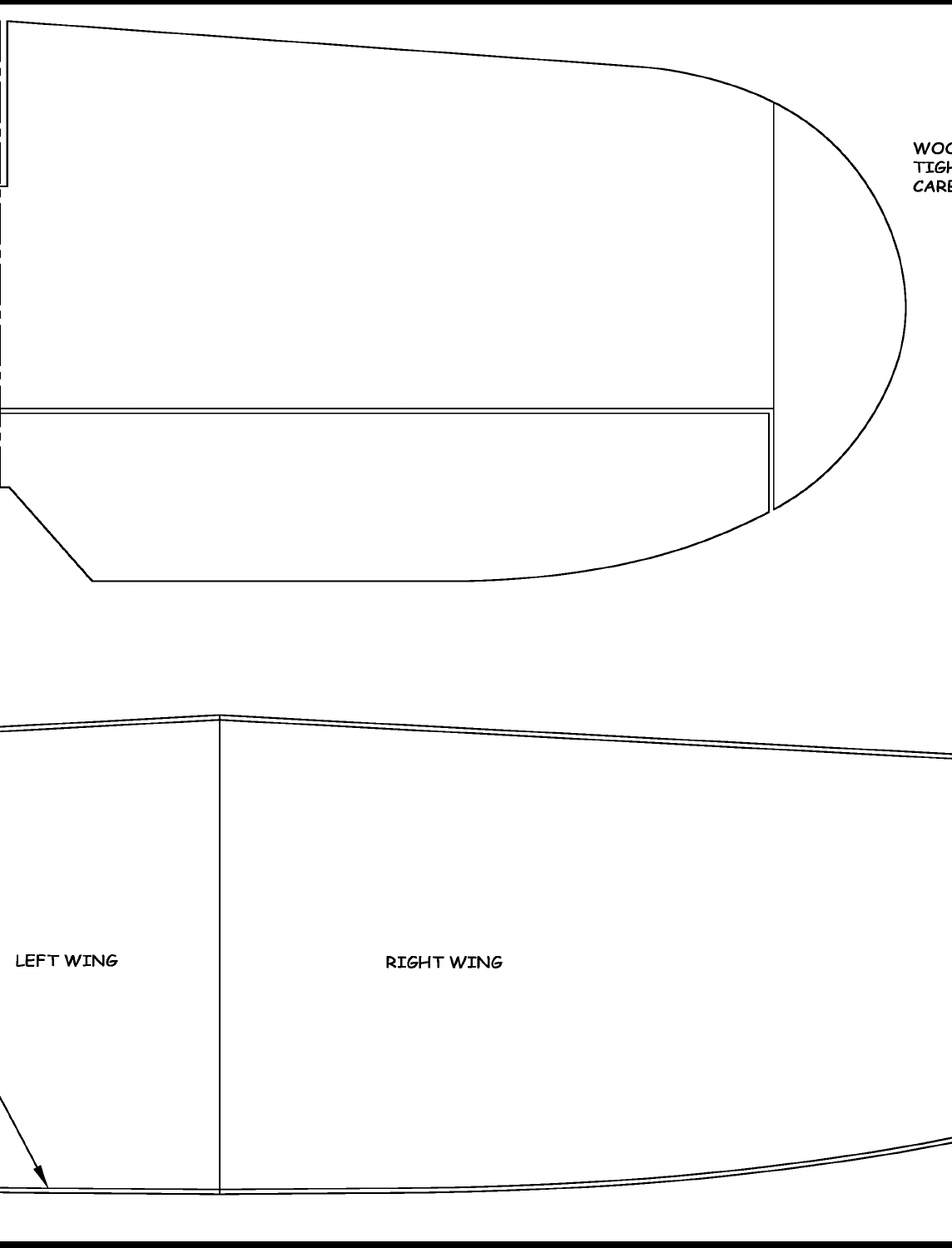WOO
TIGH
CARE

LEFT WING

RIGHT WING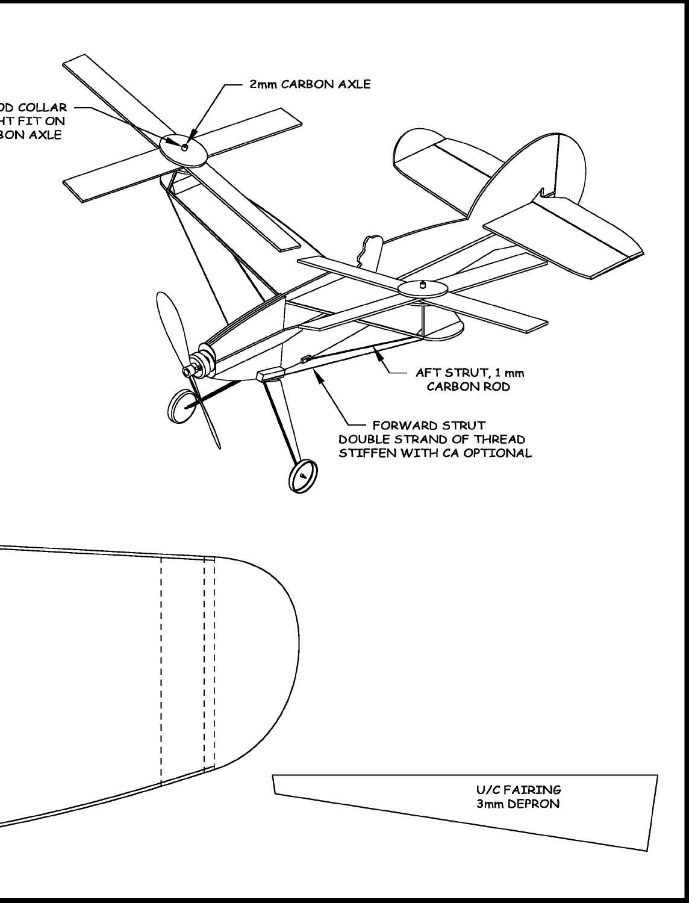OD COLLAR
HT FIT ON
BON AXLE

2mm CARBON AXLE

AFT STRUT, 1 mm
CARBON ROD

FORWARD STRUT
DOUBLE STRAND OF THREAD
STIFFEN WITH CA OPTIONAL

U/C FAIRING
3mm DEPRON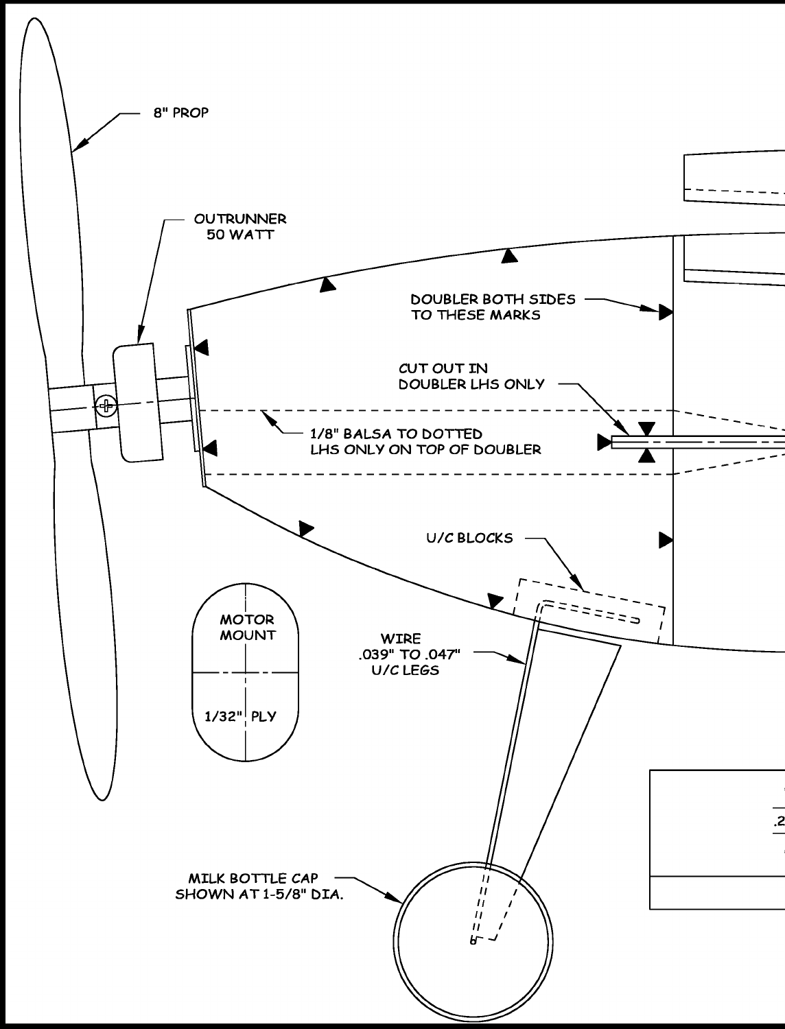8" PROP

OUTRUNNER
50 WATT

DOUBLER BOTH SIDES
TO THESE MARKS

CUT OUT IN
DOUBLER LHS ONLY

1/8" BALSA TO DOTTED
LHS ONLY ON TOP OF DOUBLER

U/C BLOCKS

MOTOR
MOUNT

1/32" PLY

WIRE
.039" TO .047"
U/C LEGS

MILK BOTTLE CAP
SHOWN AT 1-5/8" DIA.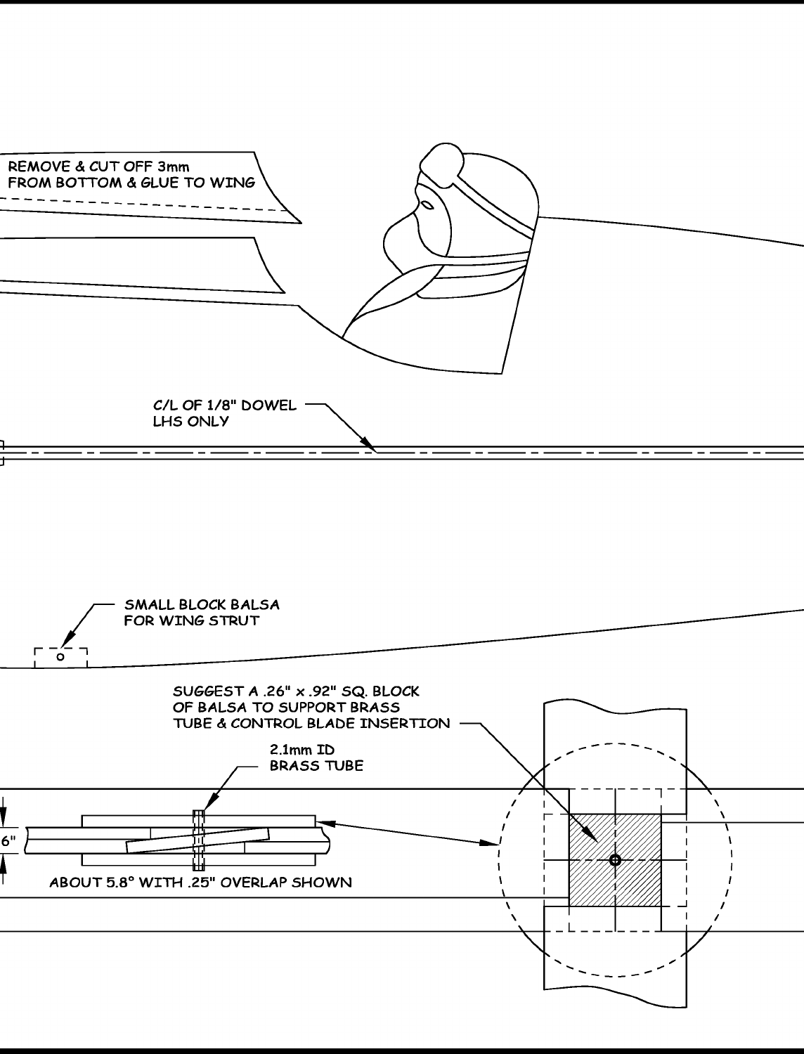REMOVE & CUT OFF 3mm
FROM BOTTOM & GLUE TO WING

C/L OF 1/8" DOWEL
LHS ONLY

SMALL BLOCK BALSA
FOR WING STRUT

SUGGEST A .26" x .92" SQ. BLOCK
OF BALSA TO SUPPORT BRASS
TUBE & CONTROL BLADE INSERTION

2.1mm ID
BRASS TUBE

6"

ABOUT 5.8° WITH .25" OVERLAP SHOWN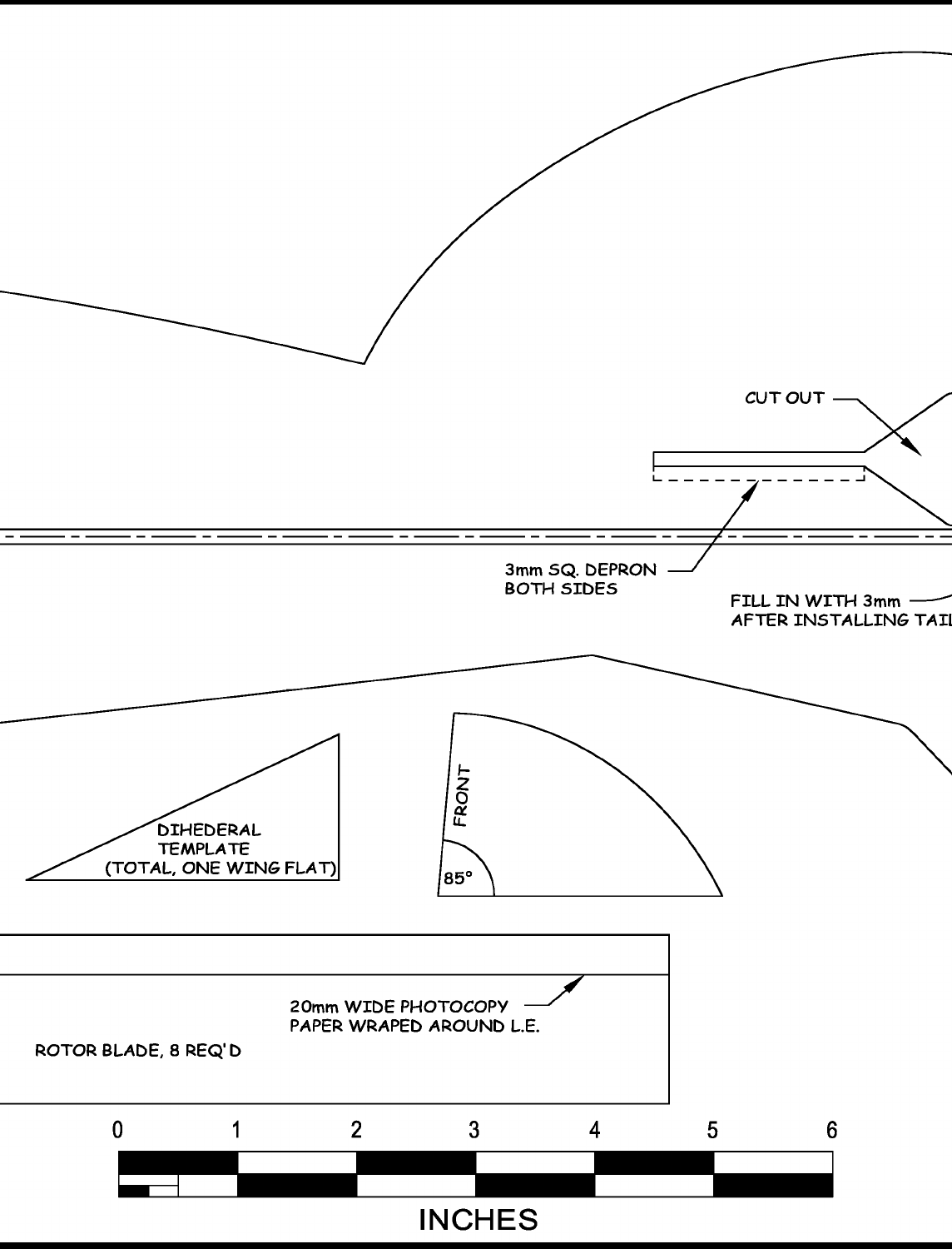CUT OUT

3mm SQ. DEPRON
BOTH SIDES

FILL IN WITH 3mm
AFTER INSTALLING TAIL

DIHEDERAL
TEMPLATE
(TOTAL, ONE WING FLAT)

FRONT

85°

20mm WIDE PHOTOCOPY
PAPER WRAPED AROUND L.E.

ROTOR BLADE, 8 REQ'D

0 1 2 3 4 5 6

INCHES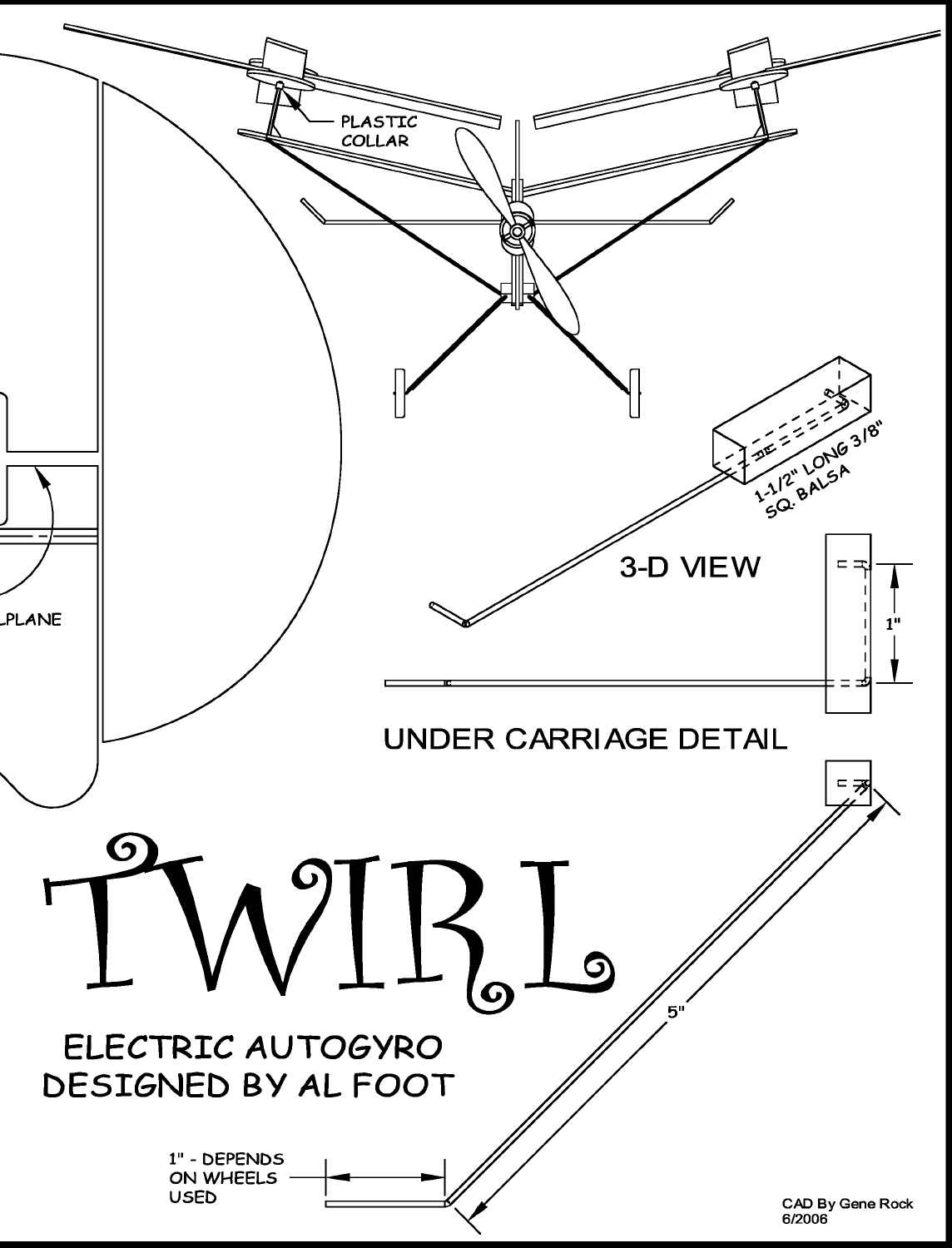PLASTIC COLLAR

1-1/2" LONG 3/8" SQ. BALSA

3-D VIEW

1"

UNDER CARRIAGE DETAIL

5"

1" - DEPENDS ON WHEELS USED

LPLANE

# TWIRL

## ELECTRIC AUTOGYRO DESIGNED BY AL FOOT

CAD By Gene Rock
6/2006